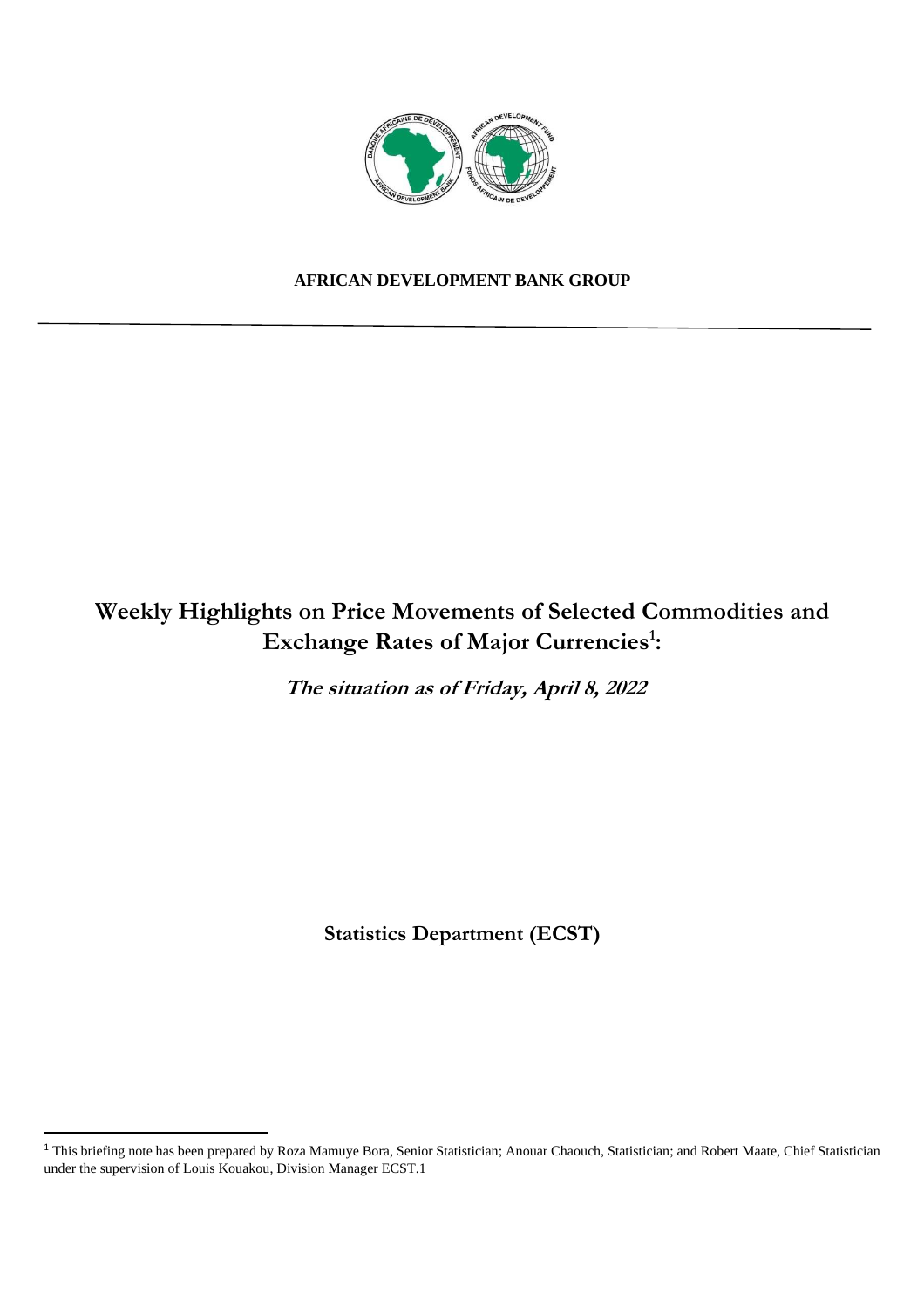**AFRICAN DEVELOPMENT BANK GROUP**

# Weekly Highlights on Price Movements of Selected Commodities and Exchange Rates of Major Currencies[1]:

***The situation as of Friday, April 8, 2022***

**Statistics Department (ECST)**

---

[1] This briefing note has been prepared by Roza Mamuye Bora, Senior Statistician; Anouar Chaouch, Statistician; and Robert Maate, Chief Statistician under the supervision of Louis Kouakou, Division Manager ECST.1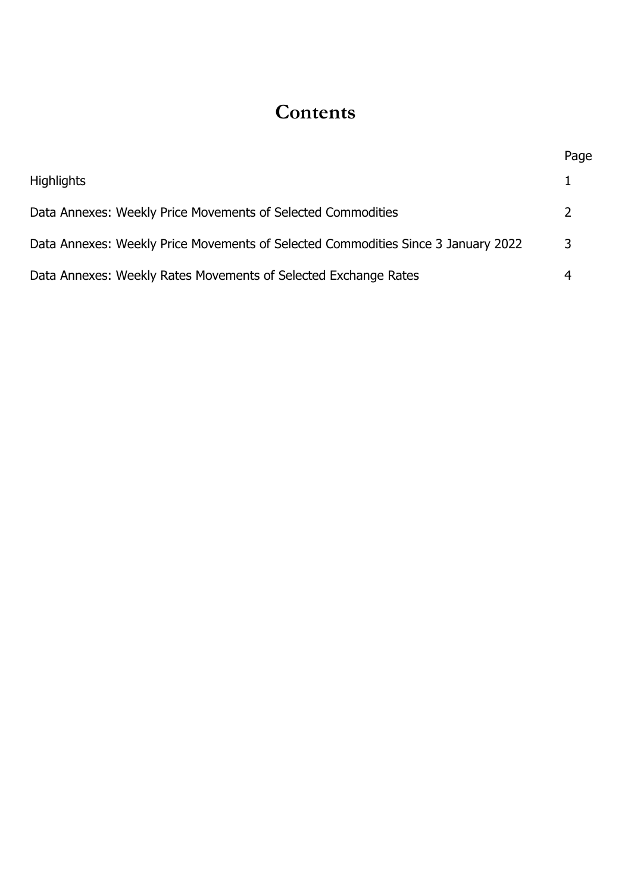# Contents

| | Page |
|---|---|
| Highlights | 1 |
| Data Annexes: Weekly Price Movements of Selected Commodities | 2 |
| Data Annexes: Weekly Price Movements of Selected Commodities Since 3 January 2022 | 3 |
| Data Annexes: Weekly Rates Movements of Selected Exchange Rates | 4 |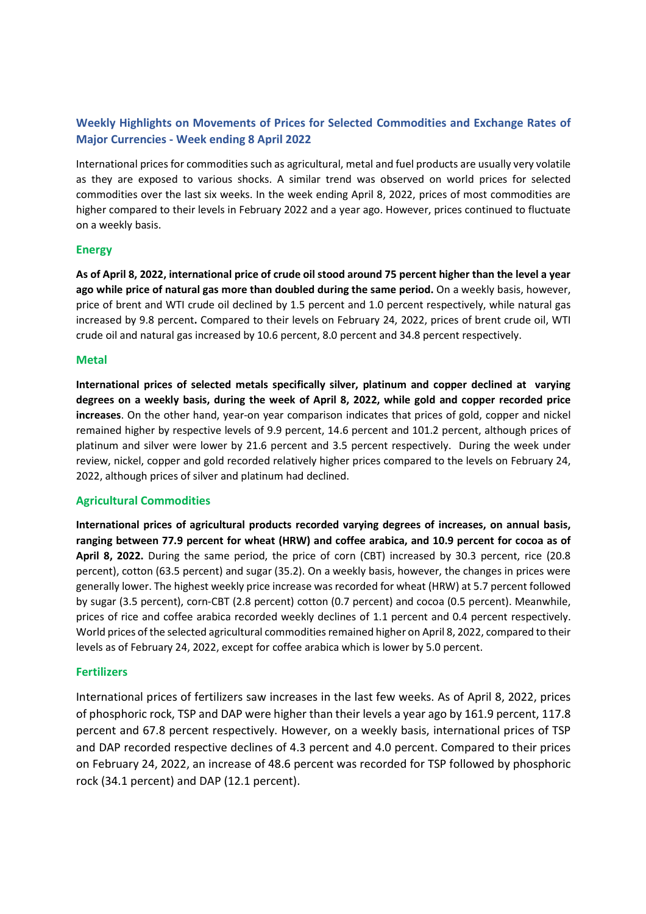## Weekly Highlights on Movements of Prices for Selected Commodities and Exchange Rates of Major Currencies - Week ending 8 April 2022

International prices for commodities such as agricultural, metal and fuel products are usually very volatile as they are exposed to various shocks. A similar trend was observed on world prices for selected commodities over the last six weeks. In the week ending April 8, 2022, prices of most commodities are higher compared to their levels in February 2022 and a year ago. However, prices continued to fluctuate on a weekly basis.

### Energy

**As of April 8, 2022, international price of crude oil stood around 75 percent higher than the level a year ago while price of natural gas more than doubled during the same period.** On a weekly basis, however, price of brent and WTI crude oil declined by 1.5 percent and 1.0 percent respectively, while natural gas increased by 9.8 percent**.** Compared to their levels on February 24, 2022, prices of brent crude oil, WTI crude oil and natural gas increased by 10.6 percent, 8.0 percent and 34.8 percent respectively.

### Metal

**International prices of selected metals specifically silver, platinum and copper declined at varying degrees on a weekly basis, during the week of April 8, 2022, while gold and copper recorded price increases**. On the other hand, year-on year comparison indicates that prices of gold, copper and nickel remained higher by respective levels of 9.9 percent, 14.6 percent and 101.2 percent, although prices of platinum and silver were lower by 21.6 percent and 3.5 percent respectively. During the week under review, nickel, copper and gold recorded relatively higher prices compared to the levels on February 24, 2022, although prices of silver and platinum had declined.

### Agricultural Commodities

**International prices of agricultural products recorded varying degrees of increases, on annual basis, ranging between 77.9 percent for wheat (HRW) and coffee arabica, and 10.9 percent for cocoa as of April 8, 2022.** During the same period, the price of corn (CBT) increased by 30.3 percent, rice (20.8 percent), cotton (63.5 percent) and sugar (35.2). On a weekly basis, however, the changes in prices were generally lower. The highest weekly price increase was recorded for wheat (HRW) at 5.7 percent followed by sugar (3.5 percent), corn-CBT (2.8 percent) cotton (0.7 percent) and cocoa (0.5 percent). Meanwhile, prices of rice and coffee arabica recorded weekly declines of 1.1 percent and 0.4 percent respectively. World prices of the selected agricultural commodities remained higher on April 8, 2022, compared to their levels as of February 24, 2022, except for coffee arabica which is lower by 5.0 percent.

### Fertilizers

International prices of fertilizers saw increases in the last few weeks. As of April 8, 2022, prices of phosphoric rock, TSP and DAP were higher than their levels a year ago by 161.9 percent, 117.8 percent and 67.8 percent respectively. However, on a weekly basis, international prices of TSP and DAP recorded respective declines of 4.3 percent and 4.0 percent. Compared to their prices on February 24, 2022, an increase of 48.6 percent was recorded for TSP followed by phosphoric rock (34.1 percent) and DAP (12.1 percent).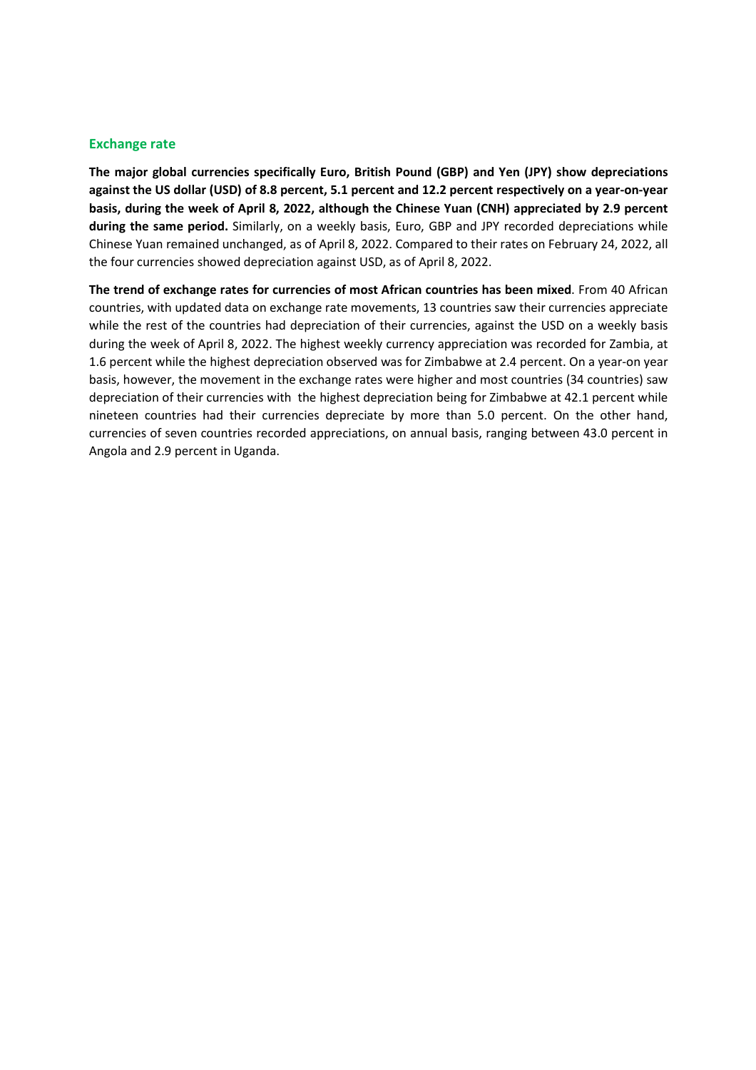## Exchange rate

**The major global currencies specifically Euro, British Pound (GBP) and Yen (JPY) show depreciations against the US dollar (USD) of 8.8 percent, 5.1 percent and 12.2 percent respectively on a year-on-year basis, during the week of April 8, 2022, although the Chinese Yuan (CNH) appreciated by 2.9 percent during the same period.** Similarly, on a weekly basis, Euro, GBP and JPY recorded depreciations while Chinese Yuan remained unchanged, as of April 8, 2022. Compared to their rates on February 24, 2022, all the four currencies showed depreciation against USD, as of April 8, 2022.

**The trend of exchange rates for currencies of most African countries has been mixed**. From 40 African countries, with updated data on exchange rate movements, 13 countries saw their currencies appreciate while the rest of the countries had depreciation of their currencies, against the USD on a weekly basis during the week of April 8, 2022. The highest weekly currency appreciation was recorded for Zambia, at 1.6 percent while the highest depreciation observed was for Zimbabwe at 2.4 percent. On a year-on year basis, however, the movement in the exchange rates were higher and most countries (34 countries) saw depreciation of their currencies with the highest depreciation being for Zimbabwe at 42.1 percent while nineteen countries had their currencies depreciate by more than 5.0 percent. On the other hand, currencies of seven countries recorded appreciations, on annual basis, ranging between 43.0 percent in Angola and 2.9 percent in Uganda.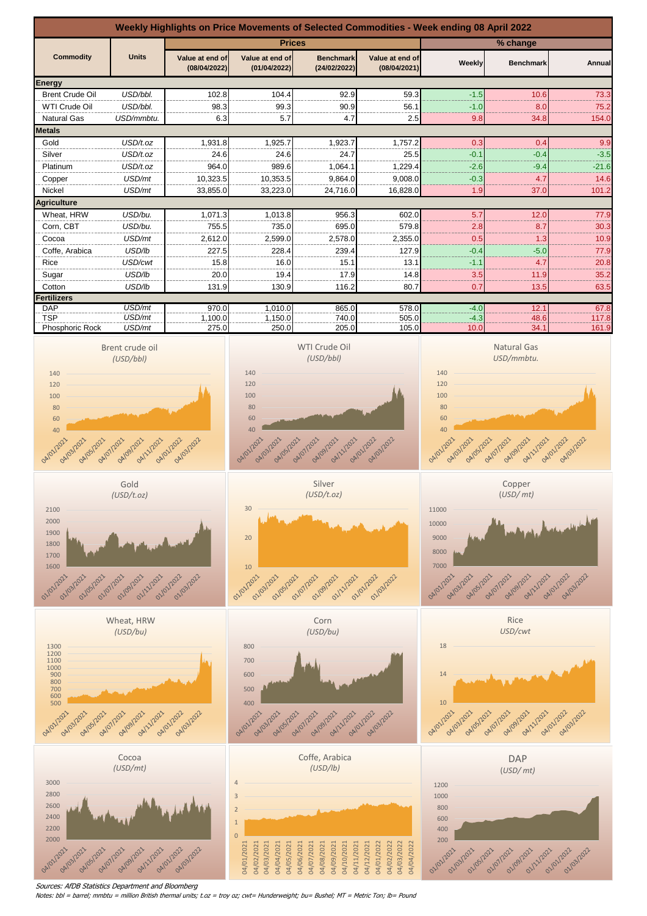## Weekly Highlights on Price Movements of Selected Commodities - Week ending 08 April 2022

| Commodity | Units | Prices | | | | % change | | |
|---|---|---|---|---|---|---|---|---|
| | | Value at end of (08/04/2022) | Value at end of (01/04/2022) | Benchmark (24/02/2022) | Value at end of (08/04/2021) | Weekly | Benchmark | Annual |
| **Energy** | | | | | | | | |
| Brent Crude Oil | USD/bbl. | 102.8 | 104.4 | 92.9 | 59.3 | -1.5 | 10.6 | 73.3 |
| WTI Crude Oil | USD/bbl. | 98.3 | 99.3 | 90.9 | 56.1 | -1.0 | 8.0 | 75.2 |
| Natural Gas | USD/mmbtu. | 6.3 | 5.7 | 4.7 | 2.5 | 9.8 | 34.8 | 154.0 |
| **Metals** | | | | | | | | |
| Gold | USD/t.oz | 1,931.8 | 1,925.7 | 1,923.7 | 1,757.2 | 0.3 | 0.4 | 9.9 |
| Silver | USD/t.oz | 24.6 | 24.6 | 24.7 | 25.5 | -0.1 | -0.4 | -3.5 |
| Platinum | USD/t.oz | 964.0 | 989.6 | 1,064.1 | 1,229.4 | -2.6 | -9.4 | -21.6 |
| Copper | USD/mt | 10,323.5 | 10,353.5 | 9,864.0 | 9,008.0 | -0.3 | 4.7 | 14.6 |
| Nickel | USD/mt | 33,855.0 | 33,223.0 | 24,716.0 | 16,828.0 | 1.9 | 37.0 | 101.2 |
| **Agriculture** | | | | | | | | |
| Wheat, HRW | USD/bu. | 1,071.3 | 1,013.8 | 956.3 | 602.0 | 5.7 | 12.0 | 77.9 |
| Corn, CBT | USD/bu. | 755.5 | 735.0 | 695.0 | 579.8 | 2.8 | 8.7 | 30.3 |
| Cocoa | USD/mt | 2,612.0 | 2,599.0 | 2,578.0 | 2,355.0 | 0.5 | 1.3 | 10.9 |
| Coffe, Arabica | USD/lb | 227.5 | 228.4 | 239.4 | 127.9 | -0.4 | -5.0 | 77.9 |
| Rice | USD/cwt | 15.8 | 16.0 | 15.1 | 13.1 | -1.1 | 4.7 | 20.8 |
| Sugar | USD/lb | 20.0 | 19.4 | 17.9 | 14.8 | 3.5 | 11.9 | 35.2 |
| Cotton | USD/lb | 131.9 | 130.9 | 116.2 | 80.7 | 0.7 | 13.5 | 63.5 |
| **Fertilizers** | | | | | | | | |
| DAP | USD/mt | 970.0 | 1,010.0 | 865.0 | 578.0 | -4.0 | 12.1 | 67.8 |
| TSP | USD/mt | 1,100.0 | 1,150.0 | 740.0 | 505.0 | -4.3 | 48.6 | 117.8 |
| Phosphoric Rock | USD/mt | 275.0 | 250.0 | 205.0 | 105.0 | 10.0 | 34.1 | 161.9 |

*Sources: AfDB Statistics Department and Bloomberg*

*Notes: bbl = barrel; mmbtu = million British thermal units; t.oz = troy oz; cwt= Hunderweight; bu= Bushel; MT = Metric Ton; lb= Pound*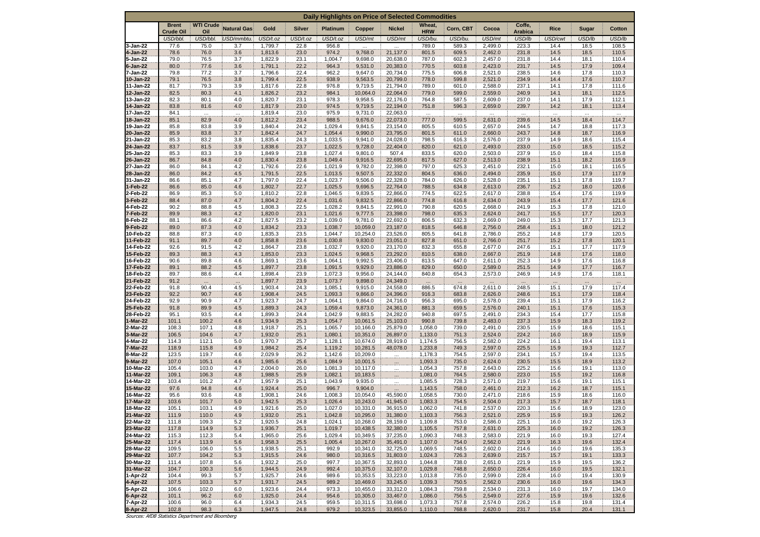## Daily Highlights on Price of Selected Commodities

| | Brent Crude Oil | WTI Crude Oil | Natural Gas | Gold | Silver | Platinum | Copper | Nickel | Wheat, HRW | Corn, CBT | Cocoa | Coffe, Arabica | Rice | Sugar | Cotton |
|---|---|---|---|---|---|---|---|---|---|---|---|---|---|---|---|
| | USD/bbl. | USD/bbl. | USD/mmbtu. | USD/t.oz | USD/t.oz | USD/t.oz | USD/mt | USD/mt | USD/bu. | USD/bu. | USD/mt | USD/lb | USD/cwt | USD/lb | USD/lb |
| 3-Jan-22 | 77.6 | 75.0 | 3.7 | 1,799.7 | 22.8 | 956.8 | ... | ... | 789.0 | 589.3 | 2,499.0 | 223.3 | 14.4 | 18.5 | 108.5 |
| 4-Jan-22 | 78.6 | 76.0 | 3.6 | 1,813.6 | 23.0 | 974.2 | 9,768.0 | 21,137.0 | 801.5 | 609.5 | 2,462.0 | 231.8 | 14.5 | 18.5 | 110.5 |
| 5-Jan-22 | 79.0 | 76.5 | 3.7 | 1,822.9 | 23.1 | 1,004.7 | 9,698.0 | 20,638.0 | 787.0 | 602.3 | 2,457.0 | 231.8 | 14.4 | 18.1 | 110.4 |
| 6-Jan-22 | 80.0 | 77.6 | 3.6 | 1,791.1 | 22.2 | 964.3 | 9,531.0 | 20,383.0 | 770.5 | 603.8 | 2,423.0 | 231.7 | 14.5 | 17.9 | 109.4 |
| 7-Jan-22 | 79.8 | 77.2 | 3.7 | 1,796.6 | 22.4 | 962.2 | 9,647.0 | 20,734.0 | 775.5 | 606.8 | 2,521.0 | 238.5 | 14.6 | 17.8 | 110.3 |
| 10-Jan-22 | 79.1 | 76.5 | 3.8 | 1,799.4 | 22.5 | 938.9 | 9,563.5 | 20,799.0 | 778.0 | 599.8 | 2,521.0 | 234.9 | 14.4 | 17.6 | 110.7 |
| 11-Jan-22 | 81.7 | 79.3 | 3.9 | 1,817.6 | 22.8 | 976.8 | 9,719.5 | 21,794.0 | 789.0 | 601.0 | 2,588.0 | 237.1 | 14.1 | 17.8 | 111.6 |
| 12-Jan-22 | 82.5 | 80.3 | 4.1 | 1,826.2 | 23.2 | 984.1 | 10,064.0 | 22,064.0 | 779.0 | 599.0 | 2,559.0 | 240.9 | 14.1 | 18.1 | 112.5 |
| 13-Jan-22 | 82.3 | 80.1 | 4.0 | 1,820.7 | 23.1 | 978.3 | 9,958.5 | 22,176.0 | 764.8 | 587.5 | 2,609.0 | 237.0 | 14.1 | 17.9 | 112.1 |
| 14-Jan-22 | 83.8 | 81.6 | 4.0 | 1,817.9 | 23.0 | 974.5 | 9,719.5 | 22,194.0 | 751.8 | 596.3 | 2,659.0 | 239.7 | 14.2 | 18.1 | 113.4 |
| 17-Jan-22 | 84.1 | ... | ... | 1,819.4 | 23.0 | 975.9 | 9,731.0 | 22,063.0 | ... | ... | ... | ... | ... | ... | ... |
| 18-Jan-22 | 85.1 | 82.9 | 4.0 | 1,812.2 | 23.4 | 988.5 | 9,676.0 | 22,073.0 | 777.0 | 599.5 | 2,631.0 | 239.6 | 14.5 | 18.4 | 114.7 |
| 19-Jan-22 | 85.8 | 83.8 | 3.9 | 1,840.4 | 24.2 | 1,029.4 | 9,841.5 | 23,154.0 | 805.5 | 610.5 | 2,657.0 | 244.5 | 14.7 | 18.8 | 117.3 |
| 20-Jan-22 | 85.9 | 83.8 | 3.7 | 1,842.4 | 24.7 | 1,054.4 | 9,990.0 | 23,795.0 | 801.5 | 611.0 | 2,660.0 | 243.7 | 14.8 | 18.7 | 116.9 |
| 21-Jan-22 | 85.3 | 83.2 | 3.8 | 1,835.4 | 24.3 | 1,033.5 | 9,941.0 | 24,028.0 | 798.5 | 616.3 | 2,576.0 | 237.9 | 14.9 | 18.6 | 115.4 |
| 24-Jan-22 | 83.7 | 81.5 | 3.9 | 1,838.6 | 23.7 | 1,022.5 | 9,728.0 | 22,404.0 | 820.0 | 621.0 | 2,493.0 | 233.0 | 15.0 | 18.5 | 115.2 |
| 25-Jan-22 | 85.3 | 83.3 | 3.9 | 1,849.9 | 23.8 | 1,027.4 | 9,801.0 | 507.4 | 833.5 | 620.0 | 2,503.0 | 237.9 | 15.0 | 18.4 | 115.8 |
| 26-Jan-22 | 86.7 | 84.8 | 4.0 | 1,830.4 | 23.8 | 1,049.4 | 9,916.5 | 22,695.0 | 817.5 | 627.0 | 2,513.0 | 238.9 | 15.1 | 18.2 | 116.9 |
| 27-Jan-22 | 86.0 | 84.1 | 4.2 | 1,792.6 | 22.6 | 1,021.9 | 9,782.0 | 22,398.0 | 797.0 | 625.3 | 2,451.0 | 232.1 | 15.0 | 18.1 | 116.5 |
| 28-Jan-22 | 86.0 | 84.2 | 4.5 | 1,791.5 | 22.5 | 1,013.5 | 9,507.5 | 22,332.0 | 804.5 | 636.0 | 2,494.0 | 235.9 | 15.0 | 17.9 | 117.9 |
| 31-Jan-22 | 86.6 | 85.1 | 4.7 | 1,797.0 | 22.4 | 1,023.7 | 9,506.0 | 22,328.0 | 784.0 | 626.0 | 2,528.0 | 235.1 | 15.1 | 17.8 | 119.7 |
| 1-Feb-22 | 86.6 | 85.0 | 4.6 | 1,802.7 | 22.7 | 1,025.5 | 9,696.5 | 22,764.0 | 788.5 | 634.8 | 2,613.0 | 236.7 | 15.2 | 18.0 | 120.6 |
| 2-Feb-22 | 86.9 | 85.3 | 5.0 | 1,810.2 | 22.8 | 1,046.5 | 9,839.5 | 22,866.0 | 774.5 | 622.5 | 2,617.0 | 238.8 | 15.4 | 17.6 | 119.9 |
| 3-Feb-22 | 88.4 | 87.0 | 4.7 | 1,804.2 | 22.4 | 1,031.6 | 9,832.5 | 22,866.0 | 774.8 | 616.8 | 2,634.0 | 243.9 | 15.4 | 17.7 | 121.6 |
| 4-Feb-22 | 90.2 | 88.8 | 4.5 | 1,808.3 | 22.5 | 1,028.2 | 9,841.5 | 22,991.0 | 790.8 | 620.5 | 2,668.0 | 241.9 | 15.3 | 17.8 | 121.0 |
| 7-Feb-22 | 89.9 | 88.3 | 4.2 | 1,820.0 | 23.1 | 1,021.6 | 9,777.5 | 23,398.0 | 798.0 | 635.3 | 2,624.0 | 241.7 | 15.5 | 17.7 | 120.3 |
| 8-Feb-22 | 88.1 | 86.6 | 4.2 | 1,827.5 | 23.2 | 1,039.0 | 9,781.0 | 22,692.0 | 806.5 | 632.3 | 2,669.0 | 249.0 | 15.3 | 17.7 | 121.3 |
| 9-Feb-22 | 89.0 | 87.3 | 4.0 | 1,834.2 | 23.3 | 1,038.7 | 10,059.0 | 23,187.0 | 818.5 | 646.8 | 2,756.0 | 258.4 | 15.1 | 18.0 | 121.2 |
| 10-Feb-22 | 88.8 | 87.3 | 4.0 | 1,835.3 | 23.5 | 1,044.7 | 10,254.0 | 23,526.0 | 805.5 | 641.8 | 2,786.0 | 255.2 | 14.8 | 17.9 | 120.5 |
| 11-Feb-22 | 91.1 | 89.7 | 4.0 | 1,858.8 | 23.6 | 1,030.8 | 9,830.0 | 23,051.0 | 827.8 | 651.0 | 2,766.0 | 251.7 | 15.2 | 17.8 | 120.1 |
| 14-Feb-22 | 92.6 | 91.5 | 4.2 | 1,864.7 | 23.8 | 1,032.7 | 9,920.0 | 23,170.0 | 832.3 | 655.8 | 2,677.0 | 247.6 | 15.1 | 17.7 | 117.9 |
| 15-Feb-22 | 89.3 | 88.3 | 4.3 | 1,853.0 | 23.3 | 1,024.5 | 9,968.5 | 23,292.0 | 810.5 | 638.0 | 2,667.0 | 251.9 | 14.8 | 17.6 | 118.0 |
| 16-Feb-22 | 90.6 | 89.8 | 4.6 | 1,869.1 | 23.6 | 1,064.1 | 9,992.5 | 23,406.0 | 813.5 | 647.0 | 2,611.0 | 252.3 | 14.9 | 17.6 | 116.8 |
| 17-Feb-22 | 89.1 | 88.2 | 4.5 | 1,897.7 | 23.8 | 1,091.5 | 9,929.0 | 23,886.0 | 829.0 | 650.0 | 2,589.0 | 251.5 | 14.9 | 17.7 | 116.7 |
| 18-Feb-22 | 89.7 | 88.6 | 4.4 | 1,898.4 | 23.9 | 1,072.3 | 9,956.0 | 24,144.0 | 840.8 | 654.3 | 2,573.0 | 246.9 | 14.9 | 17.6 | 118.1 |
| 21-Feb-22 | 91.2 | ... | ... | 1,897.7 | 23.9 | 1,073.7 | 9,898.0 | 24,349.0 | ... | ... | ... | ... | ... | ... | ... |
| 22-Feb-22 | 91.8 | 90.4 | 4.5 | 1,903.4 | 24.3 | 1,085.1 | 9,915.0 | 24,558.0 | 886.5 | 674.8 | 2,611.0 | 248.5 | 15.1 | 17.9 | 117.4 |
| 23-Feb-22 | 92.2 | 90.7 | 4.6 | 1,908.4 | 24.5 | 1,093.3 | 9,866.0 | 24,396.0 | 916.3 | 683.8 | 2,626.0 | 248.6 | 15.1 | 17.9 | 118.4 |
| 24-Feb-22 | 92.9 | 90.9 | 4.7 | 1,923.7 | 24.7 | 1,064.1 | 9,864.0 | 24,716.0 | 956.3 | 695.0 | 2,578.0 | 239.4 | 15.1 | 17.9 | 116.2 |
| 25-Feb-22 | 91.8 | 89.9 | 4.5 | 1,889.3 | 24.3 | 1,059.4 | 9,873.0 | 24,361.0 | 881.3 | 659.5 | 2,576.0 | 240.1 | 15.1 | 17.6 | 115.3 |
| 28-Feb-22 | 95.1 | 93.5 | 4.4 | 1,899.3 | 24.4 | 1,042.9 | 9,883.5 | 24,282.0 | 940.8 | 697.5 | 2,491.0 | 234.3 | 15.4 | 17.7 | 115.8 |
| 1-Mar-22 | 101.1 | 100.2 | 4.6 | 1,934.9 | 25.3 | 1,054.7 | 10,061.5 | 25,103.0 | 990.8 | 739.8 | 2,483.0 | 237.3 | 15.9 | 18.3 | 119.2 |
| 2-Mar-22 | 108.3 | 107.1 | 4.8 | 1,918.7 | 25.1 | 1,065.7 | 10,166.0 | 25,879.0 | 1,058.0 | 739.0 | 2,491.0 | 230.5 | 15.9 | 18.6 | 115.1 |
| 3-Mar-22 | 106.5 | 104.6 | 4.7 | 1,932.0 | 25.1 | 1,080.1 | 10,351.0 | 26,897.0 | 1,133.0 | 751.3 | 2,524.0 | 224.2 | 16.0 | 18.9 | 115.9 |
| 4-Mar-22 | 114.3 | 112.1 | 5.0 | 1,970.7 | 25.7 | 1,128.1 | 10,674.0 | 28,919.0 | 1,174.5 | 756.5 | 2,582.0 | 224.2 | 16.1 | 19.4 | 113.1 |
| 7-Mar-22 | 118.9 | 115.8 | 4.9 | 1,984.2 | 25.4 | 1,119.2 | 10,281.5 | 48,078.0 | 1,233.8 | 749.3 | 2,597.0 | 225.5 | 15.9 | 19.3 | 112.7 |
| 8-Mar-22 | 123.5 | 119.7 | 4.6 | 2,029.9 | 26.2 | 1,142.6 | 10,209.0 | ... | 1,178.3 | 754.5 | 2,597.0 | 234.1 | 15.7 | 19.4 | 113.5 |
| 9-Mar-22 | 107.0 | 105.1 | 4.6 | 1,985.6 | 25.6 | 1,084.9 | 10,001.5 | ... | 1,093.3 | 735.0 | 2,624.0 | 230.5 | 15.5 | 18.9 | 113.2 |
| 10-Mar-22 | 105.4 | 103.0 | 4.7 | 2,004.0 | 26.0 | 1,081.3 | 10,117.0 | ... | 1,054.3 | 757.8 | 2,643.0 | 225.2 | 15.6 | 19.1 | 113.0 |
| 11-Mar-22 | 109.1 | 106.3 | 4.8 | 1,988.5 | 25.9 | 1,082.1 | 10,183.5 | ... | 1,081.0 | 764.5 | 2,580.0 | 223.0 | 15.5 | 19.2 | 116.8 |
| 14-Mar-22 | 103.4 | 101.2 | 4.7 | 1,957.9 | 25.1 | 1,043.9 | 9,935.0 | ... | 1,085.5 | 728.3 | 2,571.0 | 219.7 | 15.6 | 19.1 | 115.1 |
| 15-Mar-22 | 97.6 | 94.8 | 4.6 | 1,924.4 | 25.0 | 996.7 | 9,904.0 | ... | 1,143.5 | 758.0 | 2,461.0 | 212.3 | 16.2 | 18.7 | 115.1 |
| 16-Mar-22 | 95.6 | 93.6 | 4.8 | 1,908.1 | 24.6 | 1,008.3 | 10,054.0 | 45,590.0 | 1,058.5 | 730.0 | 2,471.0 | 218.6 | 15.9 | 18.6 | 116.0 |
| 17-Mar-22 | 103.6 | 101.7 | 5.0 | 1,942.5 | 25.3 | 1,026.4 | 10,243.0 | 41,945.0 | 1,083.3 | 754.5 | 2,504.0 | 217.3 | 15.7 | 18.7 | 118.1 |
| 18-Mar-22 | 105.1 | 103.1 | 4.9 | 1,921.6 | 25.0 | 1,027.0 | 10,331.0 | 36,915.0 | 1,062.0 | 741.8 | 2,537.0 | 220.3 | 15.6 | 18.9 | 123.0 |
| 21-Mar-22 | 111.9 | 110.0 | 4.9 | 1,932.0 | 25.1 | 1,042.8 | 10,295.0 | 31,380.0 | 1,103.3 | 756.3 | 2,521.0 | 225.9 | 15.9 | 19.3 | 126.2 |
| 22-Mar-22 | 111.8 | 109.3 | 5.2 | 1,920.5 | 24.8 | 1,024.1 | 10,268.0 | 28,159.0 | 1,109.8 | 753.0 | 2,586.0 | 225.1 | 16.0 | 19.2 | 126.3 |
| 23-Mar-22 | 117.8 | 114.9 | 5.3 | 1,936.7 | 25.1 | 1,019.7 | 10,438.5 | 32,380.0 | 1,105.5 | 757.8 | 2,631.0 | 225.3 | 16.0 | 19.2 | 126.3 |
| 24-Mar-22 | 115.3 | 112.3 | 5.4 | 1,965.0 | 25.6 | 1,029.4 | 10,349.5 | 37,235.0 | 1,090.3 | 748.3 | 2,583.0 | 221.9 | 16.0 | 19.3 | 127.4 |
| 25-Mar-22 | 117.4 | 113.9 | 5.6 | 1,958.3 | 25.5 | 1,005.4 | 10,267.0 | 35,491.0 | 1,107.0 | 754.0 | 2,562.0 | 221.9 | 16.3 | 19.6 | 132.4 |
| 28-Mar-22 | 109.5 | 106.0 | 5.5 | 1,938.5 | 25.1 | 992.9 | 10,341.0 | 32,725.0 | 1,069.5 | 748.5 | 2,602.0 | 214.6 | 16.0 | 19.6 | 135.3 |
| 29-Mar-22 | 107.7 | 104.2 | 5.3 | 1,915.5 | 24.6 | 980.0 | 10,316.5 | 31,803.0 | 1,024.3 | 726.3 | 2,639.0 | 215.7 | 15.7 | 19.1 | 133.3 |
| 30-Mar-22 | 111.4 | 107.8 | 5.6 | 1,932.2 | 25.0 | 997.7 | 10,367.5 | 32,893.0 | 1,044.8 | 738.0 | 2,651.0 | 221.9 | 15.9 | 19.5 | 136.2 |
| 31-Mar-22 | 104.7 | 100.3 | 5.6 | 1,944.5 | 24.9 | 992.4 | 10,375.0 | 32,107.0 | 1,029.8 | 748.8 | 2,650.0 | 226.4 | 16.0 | 19.5 | 132.1 |
| 1-Apr-22 | 104.4 | 99.3 | 5.7 | 1,925.7 | 24.6 | 989.6 | 10,353.5 | 33,223.0 | 1,013.8 | 735.0 | 2,599.0 | 228.4 | 16.0 | 19.4 | 130.9 |
| 4-Apr-22 | 107.5 | 103.3 | 5.7 | 1,931.7 | 24.5 | 989.2 | 10,469.0 | 33,245.0 | 1,039.3 | 750.5 | 2,562.0 | 230.6 | 16.0 | 19.6 | 134.3 |
| 5-Apr-22 | 106.6 | 102.0 | 6.0 | 1,923.6 | 24.4 | 973.3 | 10,455.0 | 33,312.0 | 1,084.3 | 759.8 | 2,534.0 | 231.3 | 16.0 | 19.7 | 134.0 |
| 6-Apr-22 | 101.1 | 96.2 | 6.0 | 1,925.0 | 24.4 | 954.6 | 10,305.0 | 33,467.0 | 1,086.0 | 756.5 | 2,549.0 | 227.6 | 15.9 | 19.6 | 132.6 |
| 7-Apr-22 | 100.6 | 96.0 | 6.4 | 1,934.3 | 24.5 | 959.5 | 10,311.5 | 33,698.0 | 1,073.3 | 757.8 | 2,574.0 | 226.2 | 15.8 | 19.8 | 131.4 |
| 8-Apr-22 | 102.8 | 98.3 | 6.3 | 1,947.5 | 24.8 | 979.2 | 10,323.5 | 33,855.0 | 1,110.0 | 768.8 | 2,620.0 | 231.7 | 15.8 | 20.4 | 131.1 |

*Sources: AfDB Statistics Department and Bloomberg*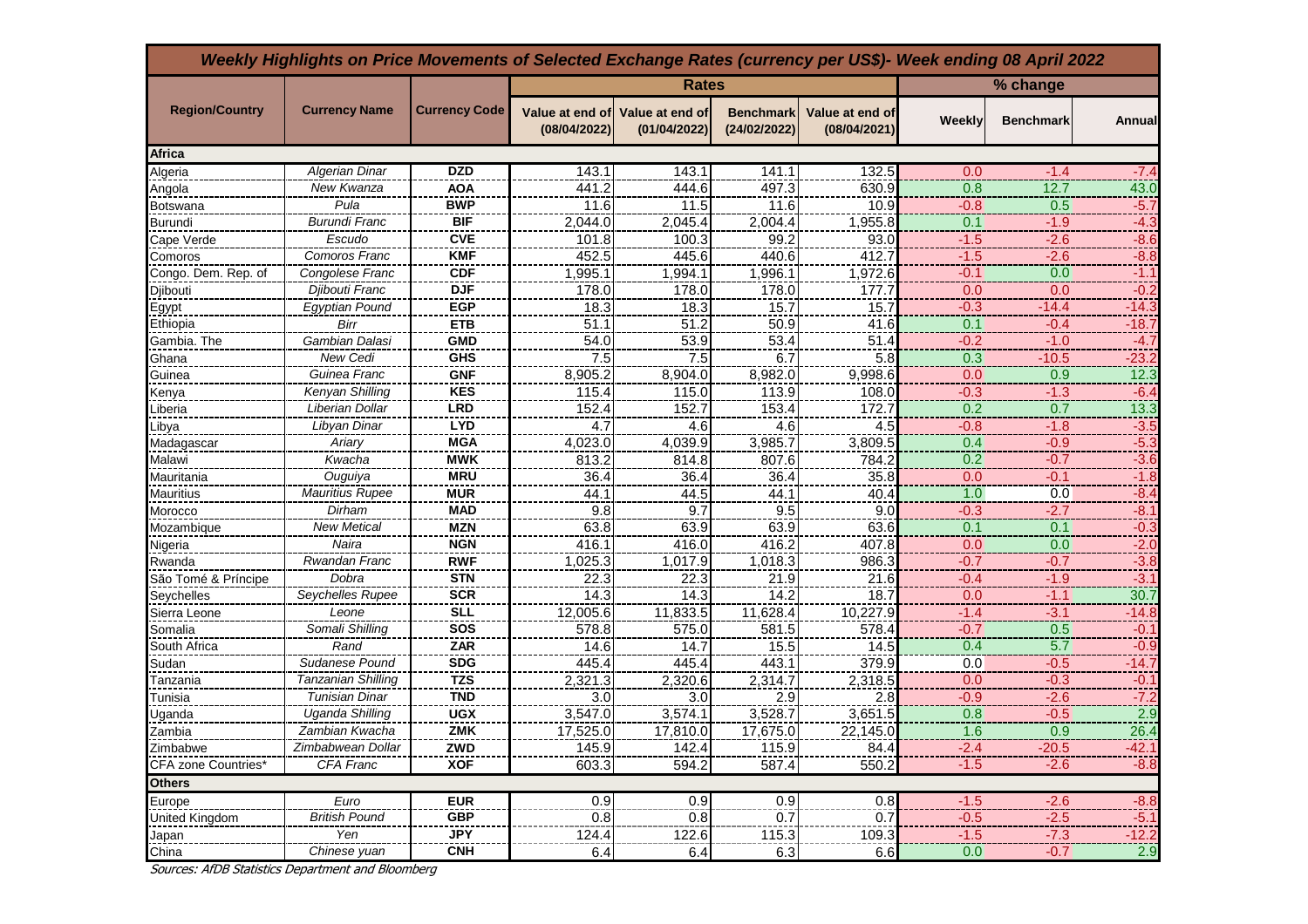| Weekly Highlights on Price Movements of Selected Exchange Rates (currency per US$)- Week ending 08 April 2022 | | | | | | | | | |
|---|---|---|---|---|---|---|---|---|---|
| | | | Rates | | | | % change | | |
| Region/Country | Currency Name | Currency Code | Value at end of (08/04/2022) | Value at end of (01/04/2022) | Benchmark (24/02/2022) | Value at end of (08/04/2021) | Weekly | Benchmark | Annual |
| **Africa** | | | | | | | | | |
| Algeria | Algerian Dinar | DZD | 143.1 | 143.1 | 141.1 | 132.5 | 0.0 | -1.4 | -7.4 |
| Angola | New Kwanza | AOA | 441.2 | 444.6 | 497.3 | 630.9 | 0.8 | 12.7 | 43.0 |
| Botswana | Pula | BWP | 11.6 | 11.5 | 11.6 | 10.9 | -0.8 | 0.5 | -5.7 |
| Burundi | Burundi Franc | BIF | 2,044.0 | 2,045.4 | 2,004.4 | 1,955.8 | 0.1 | -1.9 | -4.3 |
| Cape Verde | Escudo | CVE | 101.8 | 100.3 | 99.2 | 93.0 | -1.5 | -2.6 | -8.6 |
| Comoros | Comoros Franc | KMF | 452.5 | 445.6 | 440.6 | 412.7 | -1.5 | -2.6 | -8.8 |
| Congo. Dem. Rep. of | Congolese Franc | CDF | 1,995.1 | 1,994.1 | 1,996.1 | 1,972.6 | -0.1 | 0.0 | -1.1 |
| Djibouti | Djibouti Franc | DJF | 178.0 | 178.0 | 178.0 | 177.7 | 0.0 | 0.0 | -0.2 |
| Egypt | Egyptian Pound | EGP | 18.3 | 18.3 | 15.7 | 15.7 | -0.3 | -14.4 | -14.3 |
| Ethiopia | Birr | ETB | 51.1 | 51.2 | 50.9 | 41.6 | 0.1 | -0.4 | -18.7 |
| Gambia. The | Gambian Dalasi | GMD | 54.0 | 53.9 | 53.4 | 51.4 | -0.2 | -1.0 | -4.7 |
| Ghana | New Cedi | GHS | 7.5 | 7.5 | 6.7 | 5.8 | 0.3 | -10.5 | -23.2 |
| Guinea | Guinea Franc | GNF | 8,905.2 | 8,904.0 | 8,982.0 | 9,998.6 | 0.0 | 0.9 | 12.3 |
| Kenya | Kenyan Shilling | KES | 115.4 | 115.0 | 113.9 | 108.0 | -0.3 | -1.3 | -6.4 |
| Liberia | Liberian Dollar | LRD | 152.4 | 152.7 | 153.4 | 172.7 | 0.2 | 0.7 | 13.3 |
| Libya | Libyan Dinar | LYD | 4.7 | 4.6 | 4.6 | 4.5 | -0.8 | -1.8 | -3.5 |
| Madagascar | Ariary | MGA | 4,023.0 | 4,039.9 | 3,985.7 | 3,809.5 | 0.4 | -0.9 | -5.3 |
| Malawi | Kwacha | MWK | 813.2 | 814.8 | 807.6 | 784.2 | 0.2 | -0.7 | -3.6 |
| Mauritania | Ouguiya | MRU | 36.4 | 36.4 | 36.4 | 35.8 | 0.0 | -0.1 | -1.8 |
| Mauritius | Mauritius Rupee | MUR | 44.1 | 44.5 | 44.1 | 40.4 | 1.0 | 0.0 | -8.4 |
| Morocco | Dirham | MAD | 9.8 | 9.7 | 9.5 | 9.0 | -0.3 | -2.7 | -8.1 |
| Mozambique | New Metical | MZN | 63.8 | 63.9 | 63.9 | 63.6 | 0.1 | 0.1 | -0.3 |
| Nigeria | Naira | NGN | 416.1 | 416.0 | 416.2 | 407.8 | 0.0 | 0.0 | -2.0 |
| Rwanda | Rwandan Franc | RWF | 1,025.3 | 1,017.9 | 1,018.3 | 986.3 | -0.7 | -0.7 | -3.8 |
| São Tomé & Príncipe | Dobra | STN | 22.3 | 22.3 | 21.9 | 21.6 | -0.4 | -1.9 | -3.1 |
| Seychelles | Seychelles Rupee | SCR | 14.3 | 14.3 | 14.2 | 18.7 | 0.0 | -1.1 | 30.7 |
| Sierra Leone | Leone | SLL | 12,005.6 | 11,833.5 | 11,628.4 | 10,227.9 | -1.4 | -3.1 | -14.8 |
| Somalia | Somali Shilling | SOS | 578.8 | 575.0 | 581.5 | 578.4 | -0.7 | 0.5 | -0.1 |
| South Africa | Rand | ZAR | 14.6 | 14.7 | 15.5 | 14.5 | 0.4 | 5.7 | -0.9 |
| Sudan | Sudanese Pound | SDG | 445.4 | 445.4 | 443.1 | 379.9 | 0.0 | -0.5 | -14.7 |
| Tanzania | Tanzanian Shilling | TZS | 2,321.3 | 2,320.6 | 2,314.7 | 2,318.5 | 0.0 | -0.3 | -0.1 |
| Tunisia | Tunisian Dinar | TND | 3.0 | 3.0 | 2.9 | 2.8 | -0.9 | -2.6 | -7.2 |
| Uganda | Uganda Shilling | UGX | 3,547.0 | 3,574.1 | 3,528.7 | 3,651.5 | 0.8 | -0.5 | 2.9 |
| Zambia | Zambian Kwacha | ZMK | 17,525.0 | 17,810.0 | 17,675.0 | 22,145.0 | 1.6 | 0.9 | 26.4 |
| Zimbabwe | Zimbabwean Dollar | ZWD | 145.9 | 142.4 | 115.9 | 84.4 | -2.4 | -20.5 | -42.1 |
| CFA zone Countries* | CFA Franc | XOF | 603.3 | 594.2 | 587.4 | 550.2 | -1.5 | -2.6 | -8.8 |
| **Others** | | | | | | | | | |
| Europe | Euro | EUR | 0.9 | 0.9 | 0.9 | 0.8 | -1.5 | -2.6 | -8.8 |
| United Kingdom | British Pound | GBP | 0.8 | 0.8 | 0.7 | 0.7 | -0.5 | -2.5 | -5.1 |
| Japan | Yen | JPY | 124.4 | 122.6 | 115.3 | 109.3 | -1.5 | -7.3 | -12.2 |
| China | Chinese yuan | CNH | 6.4 | 6.4 | 6.3 | 6.6 | 0.0 | -0.7 | 2.9 |

*Sources: AfDB Statistics Department and Bloomberg*